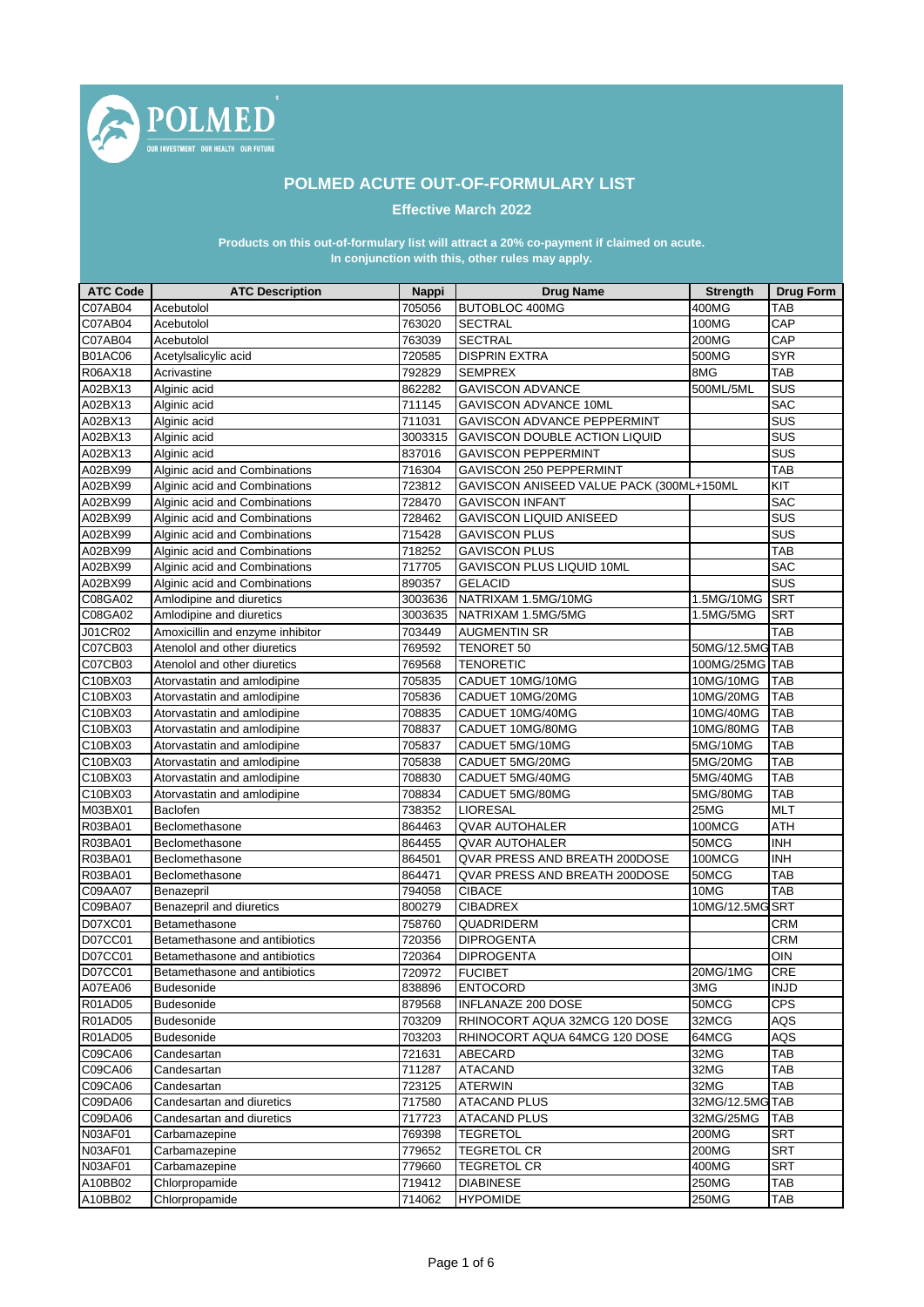POLMED

OUR INVESTMENT OUR HEALTH OUR FUTURE

# POLMED ACUTE OUT-OF-FORMULARY LIST

**Effective March 2022**

**Products on this out-of-formulary list will attract a 20% co-payment if claimed on acute.**
**In conjunction with this, other rules may apply.**

| ATC Code | ATC Description | Nappi | Drug Name | Strength | Drug Form |
|---|---|---|---|---|---|
| C07AB04 | Acebutolol | 705056 | BUTOBLOC 400MG | 400MG | TAB |
| C07AB04 | Acebutolol | 763020 | SECTRAL | 100MG | CAP |
| C07AB04 | Acebutolol | 763039 | SECTRAL | 200MG | CAP |
| B01AC06 | Acetylsalicylic acid | 720585 | DISPRIN EXTRA | 500MG | SYR |
| R06AX18 | Acrivastine | 792829 | SEMPREX | 8MG | TAB |
| A02BX13 | Alginic acid | 862282 | GAVISCON ADVANCE | 500ML/5ML | SUS |
| A02BX13 | Alginic acid | 711145 | GAVISCON ADVANCE 10ML | | SAC |
| A02BX13 | Alginic acid | 711031 | GAVISCON ADVANCE PEPPERMINT | | SUS |
| A02BX13 | Alginic acid | 3003315 | GAVISCON DOUBLE ACTION LIQUID | | SUS |
| A02BX13 | Alginic acid | 837016 | GAVISCON PEPPERMINT | | SUS |
| A02BX99 | Alginic acid and Combinations | 716304 | GAVISCON 250 PEPPERMINT | | TAB |
| A02BX99 | Alginic acid and Combinations | 723812 | GAVISCON ANISEED VALUE PACK (300ML+150ML | | KIT |
| A02BX99 | Alginic acid and Combinations | 728470 | GAVISCON INFANT | | SAC |
| A02BX99 | Alginic acid and Combinations | 728462 | GAVISCON LIQUID ANISEED | | SUS |
| A02BX99 | Alginic acid and Combinations | 715428 | GAVISCON PLUS | | SUS |
| A02BX99 | Alginic acid and Combinations | 718252 | GAVISCON PLUS | | TAB |
| A02BX99 | Alginic acid and Combinations | 717705 | GAVISCON PLUS LIQUID 10ML | | SAC |
| A02BX99 | Alginic acid and Combinations | 890357 | GELACID | | SUS |
| C08GA02 | Amlodipine and diuretics | 3003636 | NATRIXAM 1.5MG/10MG | 1.5MG/10MG | SRT |
| C08GA02 | Amlodipine and diuretics | 3003635 | NATRIXAM 1.5MG/5MG | 1.5MG/5MG | SRT |
| J01CR02 | Amoxicillin and enzyme inhibitor | 703449 | AUGMENTIN SR | | TAB |
| C07CB03 | Atenolol and other diuretics | 769592 | TENORET 50 | 50MG/12.5MG | TAB |
| C07CB03 | Atenolol and other diuretics | 769568 | TENORETIC | 100MG/25MG | TAB |
| C10BX03 | Atorvastatin and amlodipine | 705835 | CADUET 10MG/10MG | 10MG/10MG | TAB |
| C10BX03 | Atorvastatin and amlodipine | 705836 | CADUET 10MG/20MG | 10MG/20MG | TAB |
| C10BX03 | Atorvastatin and amlodipine | 708835 | CADUET 10MG/40MG | 10MG/40MG | TAB |
| C10BX03 | Atorvastatin and amlodipine | 708837 | CADUET 10MG/80MG | 10MG/80MG | TAB |
| C10BX03 | Atorvastatin and amlodipine | 705837 | CADUET 5MG/10MG | 5MG/10MG | TAB |
| C10BX03 | Atorvastatin and amlodipine | 705838 | CADUET 5MG/20MG | 5MG/20MG | TAB |
| C10BX03 | Atorvastatin and amlodipine | 708830 | CADUET 5MG/40MG | 5MG/40MG | TAB |
| C10BX03 | Atorvastatin and amlodipine | 708834 | CADUET 5MG/80MG | 5MG/80MG | TAB |
| M03BX01 | Baclofen | 738352 | LIORESAL | 25MG | MLT |
| R03BA01 | Beclomethasone | 864463 | QVAR AUTOHALER | 100MCG | ATH |
| R03BA01 | Beclomethasone | 864455 | QVAR AUTOHALER | 50MCG | INH |
| R03BA01 | Beclomethasone | 864501 | QVAR PRESS AND BREATH 200DOSE | 100MCG | INH |
| R03BA01 | Beclomethasone | 864471 | QVAR PRESS AND BREATH 200DOSE | 50MCG | TAB |
| C09AA07 | Benazepril | 794058 | CIBACE | 10MG | TAB |
| C09BA07 | Benazepril and diuretics | 800279 | CIBADREX | 10MG/12.5MG | SRT |
| D07XC01 | Betamethasone | 758760 | QUADRIDERM | | CRM |
| D07CC01 | Betamethasone and antibiotics | 720356 | DIPROGENTA | | CRM |
| D07CC01 | Betamethasone and antibiotics | 720364 | DIPROGENTA | | OIN |
| D07CC01 | Betamethasone and antibiotics | 720972 | FUCIBET | 20MG/1MG | CRE |
| A07EA06 | Budesonide | 838896 | ENTOCORD | 3MG | INJD |
| R01AD05 | Budesonide | 879568 | INFLANAZE 200 DOSE | 50MCG | CPS |
| R01AD05 | Budesonide | 703209 | RHINOCORT AQUA 32MCG 120 DOSE | 32MCG | AQS |
| R01AD05 | Budesonide | 703203 | RHINOCORT AQUA 64MCG 120 DOSE | 64MCG | AQS |
| C09CA06 | Candesartan | 721631 | ABECARD | 32MG | TAB |
| C09CA06 | Candesartan | 711287 | ATACAND | 32MG | TAB |
| C09CA06 | Candesartan | 723125 | ATERWIN | 32MG | TAB |
| C09DA06 | Candesartan and diuretics | 717580 | ATACAND PLUS | 32MG/12.5MG | TAB |
| C09DA06 | Candesartan and diuretics | 717723 | ATACAND PLUS | 32MG/25MG | TAB |
| N03AF01 | Carbamazepine | 769398 | TEGRETOL | 200MG | SRT |
| N03AF01 | Carbamazepine | 779652 | TEGRETOL CR | 200MG | SRT |
| N03AF01 | Carbamazepine | 779660 | TEGRETOL CR | 400MG | SRT |
| A10BB02 | Chlorpropamide | 719412 | DIABINESE | 250MG | TAB |
| A10BB02 | Chlorpropamide | 714062 | HYPOMIDE | 250MG | TAB |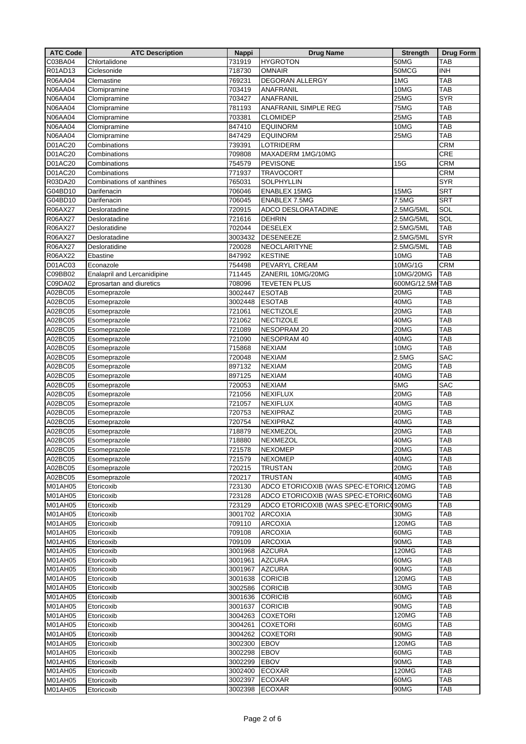| ATC Code | ATC Description | Nappi | Drug Name | Strength | Drug Form |
|---|---|---|---|---|---|
| C03BA04 | Chlortalidone | 731919 | HYGROTON | 50MG | TAB |
| R01AD13 | Ciclesonide | 718730 | OMNAIR | 50MCG | INH |
| R06AA04 | Clemastine | 769231 | DEGORAN ALLERGY | 1MG | TAB |
| N06AA04 | Clomipramine | 703419 | ANAFRANIL | 10MG | TAB |
| N06AA04 | Clomipramine | 703427 | ANAFRANIL | 25MG | SYR |
| N06AA04 | Clomipramine | 781193 | ANAFRANIL SIMPLE REG | 75MG | TAB |
| N06AA04 | Clomipramine | 703381 | CLOMIDEP | 25MG | TAB |
| N06AA04 | Clomipramine | 847410 | EQUINORM | 10MG | TAB |
| N06AA04 | Clomipramine | 847429 | EQUINORM | 25MG | TAB |
| D01AC20 | Combinations | 739391 | LOTRIDERM | | CRM |
| D01AC20 | Combinations | 709808 | MAXADERM 1MG/10MG | | CRE |
| D01AC20 | Combinations | 754579 | PEVISONE | 15G | CRM |
| D01AC20 | Combinations | 771937 | TRAVOCORT | | CRM |
| R03DA20 | Combinations of xanthines | 765031 | SOLPHYLLIN | | SYR |
| G04BD10 | Darifenacin | 706046 | ENABLEX 15MG | 15MG | SRT |
| G04BD10 | Darifenacin | 706045 | ENABLEX 7.5MG | 7.5MG | SRT |
| R06AX27 | Desloratadine | 720915 | ADCO DESLORATADINE | 2.5MG/5ML | SOL |
| R06AX27 | Desloratadine | 721616 | DEHRIN | 2.5MG/5ML | SOL |
| R06AX27 | Desloratidine | 702044 | DESELEX | 2.5MG/5ML | TAB |
| R06AX27 | Desloratadine | 3003432 | DESENEEZE | 2.5MG/5ML | SYR |
| R06AX27 | Desloratidine | 720028 | NEOCLARITYNE | 2.5MG/5ML | TAB |
| R06AX22 | Ebastine | 847992 | KESTINE | 10MG | TAB |
| D01AC03 | Econazole | 754498 | PEVARYL CREAM | 10MG/1G | CRM |
| C09BB02 | Enalapril and Lercanidipine | 711445 | ZANERIL 10MG/20MG | 10MG/20MG | TAB |
| C09DA02 | Eprosartan and diuretics | 708096 | TEVETEN PLUS | 600MG/12.5M | TAB |
| A02BC05 | Esomeprazole | 3002447 | ESOTAB | 20MG | TAB |
| A02BC05 | Esomeprazole | 3002448 | ESOTAB | 40MG | TAB |
| A02BC05 | Esomeprazole | 721061 | NECTIZOLE | 20MG | TAB |
| A02BC05 | Esomeprazole | 721062 | NECTIZOLE | 40MG | TAB |
| A02BC05 | Esomeprazole | 721089 | NESOPRAM 20 | 20MG | TAB |
| A02BC05 | Esomeprazole | 721090 | NESOPRAM 40 | 40MG | TAB |
| A02BC05 | Esomeprazole | 715868 | NEXIAM | 10MG | TAB |
| A02BC05 | Esomeprazole | 720048 | NEXIAM | 2.5MG | SAC |
| A02BC05 | Esomeprazole | 897132 | NEXIAM | 20MG | TAB |
| A02BC05 | Esomeprazole | 897125 | NEXIAM | 40MG | TAB |
| A02BC05 | Esomeprazole | 720053 | NEXIAM | 5MG | SAC |
| A02BC05 | Esomeprazole | 721056 | NEXIFLUX | 20MG | TAB |
| A02BC05 | Esomeprazole | 721057 | NEXIFLUX | 40MG | TAB |
| A02BC05 | Esomeprazole | 720753 | NEXIPRAZ | 20MG | TAB |
| A02BC05 | Esomeprazole | 720754 | NEXIPRAZ | 40MG | TAB |
| A02BC05 | Esomeprazole | 718879 | NEXMEZOL | 20MG | TAB |
| A02BC05 | Esomeprazole | 718880 | NEXMEZOL | 40MG | TAB |
| A02BC05 | Esomeprazole | 721578 | NEXOMEP | 20MG | TAB |
| A02BC05 | Esomeprazole | 721579 | NEXOMEP | 40MG | TAB |
| A02BC05 | Esomeprazole | 720215 | TRUSTAN | 20MG | TAB |
| A02BC05 | Esomeprazole | 720217 | TRUSTAN | 40MG | TAB |
| M01AH05 | Etoricoxib | 723130 | ADCO ETORICOXIB (WAS SPEC-ETORIC | 120MG | TAB |
| M01AH05 | Etoricoxib | 723128 | ADCO ETORICOXIB (WAS SPEC-ETORIC | 60MG | TAB |
| M01AH05 | Etoricoxib | 723129 | ADCO ETORICOXIB (WAS SPEC-ETORIC | 90MG | TAB |
| M01AH05 | Etoricoxib | 3001702 | ARCOXIA | 30MG | TAB |
| M01AH05 | Etoricoxib | 709110 | ARCOXIA | 120MG | TAB |
| M01AH05 | Etoricoxib | 709108 | ARCOXIA | 60MG | TAB |
| M01AH05 | Etoricoxib | 709109 | ARCOXIA | 90MG | TAB |
| M01AH05 | Etoricoxib | 3001968 | AZCURA | 120MG | TAB |
| M01AH05 | Etoricoxib | 3001961 | AZCURA | 60MG | TAB |
| M01AH05 | Etoricoxib | 3001967 | AZCURA | 90MG | TAB |
| M01AH05 | Etoricoxib | 3001638 | CORICIB | 120MG | TAB |
| M01AH05 | Etoricoxib | 3002586 | CORICIB | 30MG | TAB |
| M01AH05 | Etoricoxib | 3001636 | CORICIB | 60MG | TAB |
| M01AH05 | Etoricoxib | 3001637 | CORICIB | 90MG | TAB |
| M01AH05 | Etoricoxib | 3004263 | COXETORI | 120MG | TAB |
| M01AH05 | Etoricoxib | 3004261 | COXETORI | 60MG | TAB |
| M01AH05 | Etoricoxib | 3004262 | COXETORI | 90MG | TAB |
| M01AH05 | Etoricoxib | 3002300 | EBOV | 120MG | TAB |
| M01AH05 | Etoricoxib | 3002298 | EBOV | 60MG | TAB |
| M01AH05 | Etoricoxib | 3002299 | EBOV | 90MG | TAB |
| M01AH05 | Etoricoxib | 3002400 | ECOXAR | 120MG | TAB |
| M01AH05 | Etoricoxib | 3002397 | ECOXAR | 60MG | TAB |
| M01AH05 | Etoricoxib | 3002398 | ECOXAR | 90MG | TAB |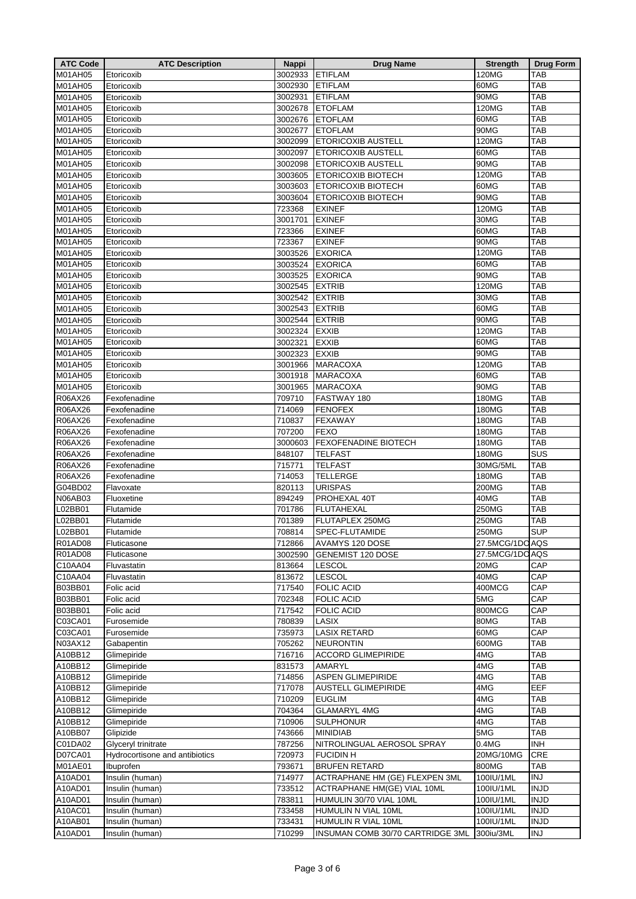| ATC Code | ATC Description | Nappi | Drug Name | Strength | Drug Form |
|---|---|---|---|---|---|
| M01AH05 | Etoricoxib | 3002933 | ETIFLAM | 120MG | TAB |
| M01AH05 | Etoricoxib | 3002930 | ETIFLAM | 60MG | TAB |
| M01AH05 | Etoricoxib | 3002931 | ETIFLAM | 90MG | TAB |
| M01AH05 | Etoricoxib | 3002678 | ETOFLAM | 120MG | TAB |
| M01AH05 | Etoricoxib | 3002676 | ETOFLAM | 60MG | TAB |
| M01AH05 | Etoricoxib | 3002677 | ETOFLAM | 90MG | TAB |
| M01AH05 | Etoricoxib | 3002099 | ETORICOXIB AUSTELL | 120MG | TAB |
| M01AH05 | Etoricoxib | 3002097 | ETORICOXIB AUSTELL | 60MG | TAB |
| M01AH05 | Etoricoxib | 3002098 | ETORICOXIB AUSTELL | 90MG | TAB |
| M01AH05 | Etoricoxib | 3003605 | ETORICOXIB BIOTECH | 120MG | TAB |
| M01AH05 | Etoricoxib | 3003603 | ETORICOXIB BIOTECH | 60MG | TAB |
| M01AH05 | Etoricoxib | 3003604 | ETORICOXIB BIOTECH | 90MG | TAB |
| M01AH05 | Etoricoxib | 723368 | EXINEF | 120MG | TAB |
| M01AH05 | Etoricoxib | 3001701 | EXINEF | 30MG | TAB |
| M01AH05 | Etoricoxib | 723366 | EXINEF | 60MG | TAB |
| M01AH05 | Etoricoxib | 723367 | EXINEF | 90MG | TAB |
| M01AH05 | Etoricoxib | 3003526 | EXORICA | 120MG | TAB |
| M01AH05 | Etoricoxib | 3003524 | EXORICA | 60MG | TAB |
| M01AH05 | Etoricoxib | 3003525 | EXORICA | 90MG | TAB |
| M01AH05 | Etoricoxib | 3002545 | EXTRIB | 120MG | TAB |
| M01AH05 | Etoricoxib | 3002542 | EXTRIB | 30MG | TAB |
| M01AH05 | Etoricoxib | 3002543 | EXTRIB | 60MG | TAB |
| M01AH05 | Etoricoxib | 3002544 | EXTRIB | 90MG | TAB |
| M01AH05 | Etoricoxib | 3002324 | EXXIB | 120MG | TAB |
| M01AH05 | Etoricoxib | 3002321 | EXXIB | 60MG | TAB |
| M01AH05 | Etoricoxib | 3002323 | EXXIB | 90MG | TAB |
| M01AH05 | Etoricoxib | 3001966 | MARACOXA | 120MG | TAB |
| M01AH05 | Etoricoxib | 3001918 | MARACOXA | 60MG | TAB |
| M01AH05 | Etoricoxib | 3001965 | MARACOXA | 90MG | TAB |
| R06AX26 | Fexofenadine | 709710 | FASTWAY 180 | 180MG | TAB |
| R06AX26 | Fexofenadine | 714069 | FENOFEX | 180MG | TAB |
| R06AX26 | Fexofenadine | 710837 | FEXAWAY | 180MG | TAB |
| R06AX26 | Fexofenadine | 707200 | FEXO | 180MG | TAB |
| R06AX26 | Fexofenadine | 3000603 | FEXOFENADINE BIOTECH | 180MG | TAB |
| R06AX26 | Fexofenadine | 848107 | TELFAST | 180MG | SUS |
| R06AX26 | Fexofenadine | 715771 | TELFAST | 30MG/5ML | TAB |
| R06AX26 | Fexofenadine | 714053 | TELLERGE | 180MG | TAB |
| G04BD02 | Flavoxate | 820113 | URISPAS | 200MG | TAB |
| N06AB03 | Fluoxetine | 894249 | PROHEXAL 40T | 40MG | TAB |
| L02BB01 | Flutamide | 701786 | FLUTAHEXAL | 250MG | TAB |
| L02BB01 | Flutamide | 701389 | FLUTAPLEX 250MG | 250MG | TAB |
| L02BB01 | Flutamide | 708814 | SPEC-FLUTAMIDE | 250MG | SUP |
| R01AD08 | Fluticasone | 712866 | AVAMYS 120 DOSE | 27.5MCG/1DO | AQS |
| R01AD08 | Fluticasone | 3002590 | GENEMIST 120 DOSE | 27.5MCG/1DO | AQS |
| C10AA04 | Fluvastatin | 813664 | LESCOL | 20MG | CAP |
| C10AA04 | Fluvastatin | 813672 | LESCOL | 40MG | CAP |
| B03BB01 | Folic acid | 717540 | FOLIC ACID | 400MCG | CAP |
| B03BB01 | Folic acid | 702348 | FOLIC ACID | 5MG | CAP |
| B03BB01 | Folic acid | 717542 | FOLIC ACID | 800MCG | CAP |
| C03CA01 | Furosemide | 780839 | LASIX | 80MG | TAB |
| C03CA01 | Furosemide | 735973 | LASIX RETARD | 60MG | CAP |
| N03AX12 | Gabapentin | 705262 | NEURONTIN | 600MG | TAB |
| A10BB12 | Glimepiride | 716716 | ACCORD GLIMEPIRIDE | 4MG | TAB |
| A10BB12 | Glimepiride | 831573 | AMARYL | 4MG | TAB |
| A10BB12 | Glimepiride | 714856 | ASPEN GLIMEPIRIDE | 4MG | TAB |
| A10BB12 | Glimepiride | 717078 | AUSTELL GLIMEPIRIDE | 4MG | EEF |
| A10BB12 | Glimepiride | 710209 | EUGLIM | 4MG | TAB |
| A10BB12 | Glimepiride | 704364 | GLAMARYL 4MG | 4MG | TAB |
| A10BB12 | Glimepiride | 710906 | SULPHONUR | 4MG | TAB |
| A10BB07 | Glipizide | 743666 | MINIDIAB | 5MG | TAB |
| C01DA02 | Glyceryl trinitrate | 787256 | NITROLINGUAL AEROSOL SPRAY | 0.4MG | INH |
| D07CA01 | Hydrocortisone and antibiotics | 720973 | FUCIDIN H | 20MG/10MG | CRE |
| M01AE01 | Ibuprofen | 793671 | BRUFEN RETARD | 800MG | TAB |
| A10AD01 | Insulin (human) | 714977 | ACTRAPHANE HM (GE) FLEXPEN 3ML | 100IU/1ML | INJ |
| A10AD01 | Insulin (human) | 733512 | ACTRAPHANE HM(GE) VIAL 10ML | 100IU/1ML | INJD |
| A10AD01 | Insulin (human) | 783811 | HUMULIN 30/70 VIAL 10ML | 100IU/1ML | INJD |
| A10AC01 | Insulin (human) | 733458 | HUMULIN N VIAL 10ML | 100IU/1ML | INJD |
| A10AB01 | Insulin (human) | 733431 | HUMULIN R VIAL 10ML | 100IU/1ML | INJD |
| A10AD01 | Insulin (human) | 710299 | INSUMAN COMB 30/70 CARTRIDGE 3ML | 300iu/3ML | INJ |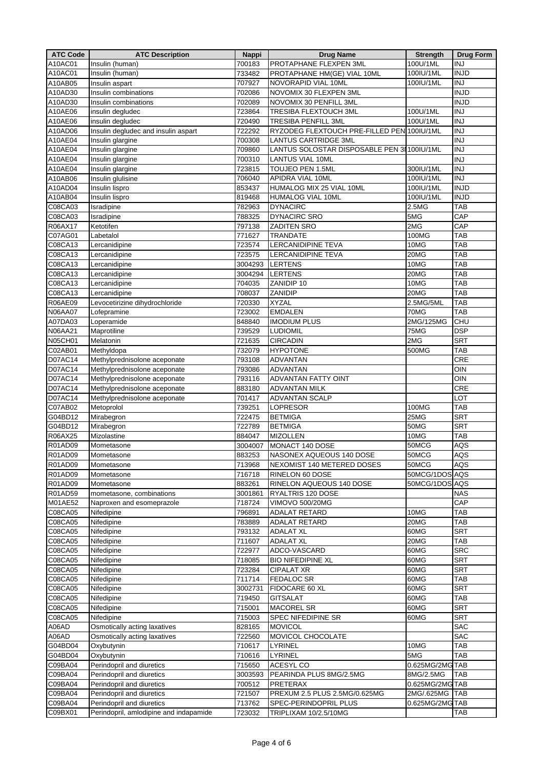| ATC Code | ATC Description | Nappi | Drug Name | Strength | Drug Form |
|---|---|---|---|---|---|
| A10AC01 | Insulin (human) | 700183 | PROTAPHANE FLEXPEN 3ML | 100U/1ML | INJ |
| A10AC01 | Insulin (human) | 733482 | PROTAPHANE HM(GE) VIAL 10ML | 100IU/1ML | INJD |
| A10AB05 | Insulin aspart | 707927 | NOVORAPID VIAL 10ML | 100IU/1ML | INJ |
| A10AD30 | Insulin combinations | 702086 | NOVOMIX 30 FLEXPEN 3ML | | INJD |
| A10AD30 | Insulin combinations | 702089 | NOVOMIX 30 PENFILL 3ML | | INJD |
| A10AE06 | insulin degludec | 723864 | TRESIBA FLEXTOUCH 3ML | 100U/1ML | INJ |
| A10AE06 | insulin degludec | 720490 | TRESIBA PENFILL 3ML | 100U/1ML | INJ |
| A10AD06 | Insulin degludec and insulin aspart | 722292 | RYZODEG FLEXTOUCH PRE-FILLED PEN | 100IU/1ML | INJ |
| A10AE04 | Insulin glargine | 700308 | LANTUS CARTRIDGE 3ML | | INJ |
| A10AE04 | Insulin glargine | 709860 | LANTUS SOLOSTAR DISPOSABLE PEN 3I | 100IU/1ML | INJ |
| A10AE04 | Insulin glargine | 700310 | LANTUS VIAL 10ML | | INJ |
| A10AE04 | Insulin glargine | 723815 | TOUJEO PEN 1.5ML | 300IU/1ML | INJ |
| A10AB06 | Insulin glulisine | 706040 | APIDRA VIAL 10ML | 100IU/1ML | INJ |
| A10AD04 | Insulin lispro | 853437 | HUMALOG MIX 25 VIAL 10ML | 100IU/1ML | INJD |
| A10AB04 | Insulin lispro | 819468 | HUMALOG VIAL 10ML | 100IU/1ML | INJD |
| C08CA03 | Isradipine | 782963 | DYNACIRC | 2.5MG | TAB |
| C08CA03 | Isradipine | 788325 | DYNACIRC SRO | 5MG | CAP |
| R06AX17 | Ketotifen | 797138 | ZADITEN SRO | 2MG | CAP |
| C07AG01 | Labetalol | 771627 | TRANDATE | 100MG | TAB |
| C08CA13 | Lercanidipine | 723574 | LERCANIDIPINE TEVA | 10MG | TAB |
| C08CA13 | Lercanidipine | 723575 | LERCANIDIPINE TEVA | 20MG | TAB |
| C08CA13 | Lercanidipine | 3004293 | LERTENS | 10MG | TAB |
| C08CA13 | Lercanidipine | 3004294 | LERTENS | 20MG | TAB |
| C08CA13 | Lercanidipine | 704035 | ZANIDIP 10 | 10MG | TAB |
| C08CA13 | Lercanidipine | 708037 | ZANIDIP | 20MG | TAB |
| R06AE09 | Levocetirizine dihydrochloride | 720330 | XYZAL | 2.5MG/5ML | TAB |
| N06AA07 | Lofepramine | 723002 | EMDALEN | 70MG | TAB |
| A07DA03 | Loperamide | 848840 | IMODIUM PLUS | 2MG/125MG | CHU |
| N06AA21 | Maprotiline | 739529 | LUDIOMIL | 75MG | DSP |
| N05CH01 | Melatonin | 721635 | CIRCADIN | 2MG | SRT |
| C02AB01 | Methyldopa | 732079 | HYPOTONE | 500MG | TAB |
| D07AC14 | Methylprednisolone aceponate | 793108 | ADVANTAN | | CRE |
| D07AC14 | Methylprednisolone aceponate | 793086 | ADVANTAN | | OIN |
| D07AC14 | Methylprednisolone aceponate | 793116 | ADVANTAN FATTY OINT | | OIN |
| D07AC14 | Methylprednisolone aceponate | 883180 | ADVANTAN MILK | | CRE |
| D07AC14 | Methylprednisolone aceponate | 701417 | ADVANTAN SCALP | | LOT |
| C07AB02 | Metoprolol | 739251 | LOPRESOR | 100MG | TAB |
| G04BD12 | Mirabegron | 722475 | BETMIGA | 25MG | SRT |
| G04BD12 | Mirabegron | 722789 | BETMIGA | 50MG | SRT |
| R06AX25 | Mizolastine | 884047 | MIZOLLEN | 10MG | TAB |
| R01AD09 | Mometasone | 3004007 | MONACT 140 DOSE | 50MCG | AQS |
| R01AD09 | Mometasone | 883253 | NASONEX AQUEOUS 140 DOSE | 50MCG | AQS |
| R01AD09 | Mometasone | 713968 | NEXOMIST 140 METERED DOSES | 50MCG | AQS |
| R01AD09 | Mometasone | 716718 | RINELON 60 DOSE | 50MCG/1DOS | AQS |
| R01AD09 | Mometasone | 883261 | RINELON AQUEOUS 140 DOSE | 50MCG/1DOS | AQS |
| R01AD59 | mometasone, combinations | 3001861 | RYALTRIS 120 DOSE | | NAS |
| M01AE52 | Naproxen and esomeprazole | 718724 | VIMOVO 500/20MG | | CAP |
| C08CA05 | Nifedipine | 796891 | ADALAT RETARD | 10MG | TAB |
| C08CA05 | Nifedipine | 783889 | ADALAT RETARD | 20MG | TAB |
| C08CA05 | Nifedipine | 793132 | ADALAT XL | 60MG | SRT |
| C08CA05 | Nifedipine | 711607 | ADALAT XL | 20MG | TAB |
| C08CA05 | Nifedipine | 722977 | ADCO-VASCARD | 60MG | SRC |
| C08CA05 | Nifedipine | 718085 | BIO NIFEDIPINE XL | 60MG | SRT |
| C08CA05 | Nifedipine | 723284 | CIPALAT XR | 60MG | SRT |
| C08CA05 | Nifedipine | 711714 | FEDALOC SR | 60MG | TAB |
| C08CA05 | Nifedipine | 3002731 | FIDOCARE 60 XL | 60MG | SRT |
| C08CA05 | Nifedipine | 719450 | GITSALAT | 60MG | TAB |
| C08CA05 | Nifedipine | 715001 | MACOREL SR | 60MG | SRT |
| C08CA05 | Nifedipine | 715003 | SPEC NIFEDIPINE SR | 60MG | SRT |
| A06AD | Osmotically acting laxatives | 828165 | MOVICOL | | SAC |
| A06AD | Osmotically acting laxatives | 722560 | MOVICOL CHOCOLATE | | SAC |
| G04BD04 | Oxybutynin | 710617 | LYRINEL | 10MG | TAB |
| G04BD04 | Oxybutynin | 710616 | LYRINEL | 5MG | TAB |
| C09BA04 | Perindopril and diuretics | 715650 | ACESYL CO | 0.625MG/2MG | TAB |
| C09BA04 | Perindopril and diuretics | 3003593 | PEARINDA PLUS 8MG/2.5MG | 8MG/2.5MG | TAB |
| C09BA04 | Perindopril and diuretics | 700512 | PRETERAX | 0.625MG/2MG | TAB |
| C09BA04 | Perindopril and diuretics | 721507 | PREXUM 2.5 PLUS 2.5MG/0.625MG | 2MG/.625MG | TAB |
| C09BA04 | Perindopril and diuretics | 713762 | SPEC-PERINDOPRIL PLUS | 0.625MG/2MG | TAB |
| C09BX01 | Perindopril, amlodipine and indapamide | 723032 | TRIPLIXAM 10/2.5/10MG | | TAB |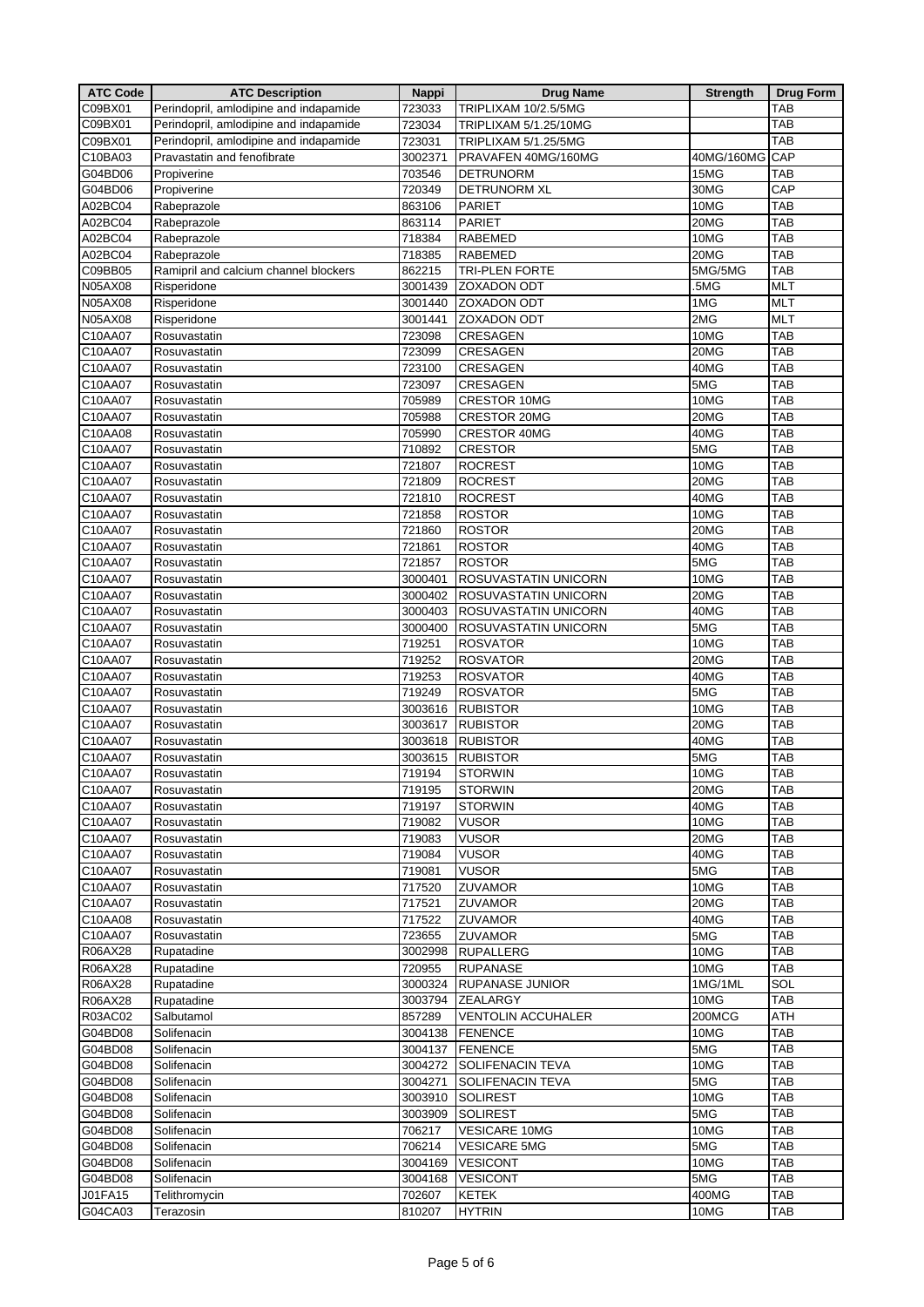| ATC Code | ATC Description | Nappi | Drug Name | Strength | Drug Form |
| --- | --- | --- | --- | --- | --- |
| C09BX01 | Perindopril, amlodipine and indapamide | 723033 | TRIPLIXAM 10/2.5/5MG | | TAB |
| C09BX01 | Perindopril, amlodipine and indapamide | 723034 | TRIPLIXAM 5/1.25/10MG | | TAB |
| C09BX01 | Perindopril, amlodipine and indapamide | 723031 | TRIPLIXAM 5/1.25/5MG | | TAB |
| C10BA03 | Pravastatin and fenofibrate | 3002371 | PRAVAFEN 40MG/160MG | 40MG/160MG | CAP |
| G04BD06 | Propiverine | 703546 | DETRUNORM | 15MG | TAB |
| G04BD06 | Propiverine | 720349 | DETRUNORM XL | 30MG | CAP |
| A02BC04 | Rabeprazole | 863106 | PARIET | 10MG | TAB |
| A02BC04 | Rabeprazole | 863114 | PARIET | 20MG | TAB |
| A02BC04 | Rabeprazole | 718384 | RABEMED | 10MG | TAB |
| A02BC04 | Rabeprazole | 718385 | RABEMED | 20MG | TAB |
| C09BB05 | Ramipril and calcium channel blockers | 862215 | TRI-PLEN FORTE | 5MG/5MG | TAB |
| N05AX08 | Risperidone | 3001439 | ZOXADON ODT | .5MG | MLT |
| N05AX08 | Risperidone | 3001440 | ZOXADON ODT | 1MG | MLT |
| N05AX08 | Risperidone | 3001441 | ZOXADON ODT | 2MG | MLT |
| C10AA07 | Rosuvastatin | 723098 | CRESAGEN | 10MG | TAB |
| C10AA07 | Rosuvastatin | 723099 | CRESAGEN | 20MG | TAB |
| C10AA07 | Rosuvastatin | 723100 | CRESAGEN | 40MG | TAB |
| C10AA07 | Rosuvastatin | 723097 | CRESAGEN | 5MG | TAB |
| C10AA07 | Rosuvastatin | 705989 | CRESTOR 10MG | 10MG | TAB |
| C10AA07 | Rosuvastatin | 705988 | CRESTOR 20MG | 20MG | TAB |
| C10AA08 | Rosuvastatin | 705990 | CRESTOR 40MG | 40MG | TAB |
| C10AA07 | Rosuvastatin | 710892 | CRESTOR | 5MG | TAB |
| C10AA07 | Rosuvastatin | 721807 | ROCREST | 10MG | TAB |
| C10AA07 | Rosuvastatin | 721809 | ROCREST | 20MG | TAB |
| C10AA07 | Rosuvastatin | 721810 | ROCREST | 40MG | TAB |
| C10AA07 | Rosuvastatin | 721858 | ROSTOR | 10MG | TAB |
| C10AA07 | Rosuvastatin | 721860 | ROSTOR | 20MG | TAB |
| C10AA07 | Rosuvastatin | 721861 | ROSTOR | 40MG | TAB |
| C10AA07 | Rosuvastatin | 721857 | ROSTOR | 5MG | TAB |
| C10AA07 | Rosuvastatin | 3000401 | ROSUVASTATIN UNICORN | 10MG | TAB |
| C10AA07 | Rosuvastatin | 3000402 | ROSUVASTATIN UNICORN | 20MG | TAB |
| C10AA07 | Rosuvastatin | 3000403 | ROSUVASTATIN UNICORN | 40MG | TAB |
| C10AA07 | Rosuvastatin | 3000400 | ROSUVASTATIN UNICORN | 5MG | TAB |
| C10AA07 | Rosuvastatin | 719251 | ROSVATOR | 10MG | TAB |
| C10AA07 | Rosuvastatin | 719252 | ROSVATOR | 20MG | TAB |
| C10AA07 | Rosuvastatin | 719253 | ROSVATOR | 40MG | TAB |
| C10AA07 | Rosuvastatin | 719249 | ROSVATOR | 5MG | TAB |
| C10AA07 | Rosuvastatin | 3003616 | RUBISTOR | 10MG | TAB |
| C10AA07 | Rosuvastatin | 3003617 | RUBISTOR | 20MG | TAB |
| C10AA07 | Rosuvastatin | 3003618 | RUBISTOR | 40MG | TAB |
| C10AA07 | Rosuvastatin | 3003615 | RUBISTOR | 5MG | TAB |
| C10AA07 | Rosuvastatin | 719194 | STORWIN | 10MG | TAB |
| C10AA07 | Rosuvastatin | 719195 | STORWIN | 20MG | TAB |
| C10AA07 | Rosuvastatin | 719197 | STORWIN | 40MG | TAB |
| C10AA07 | Rosuvastatin | 719082 | VUSOR | 10MG | TAB |
| C10AA07 | Rosuvastatin | 719083 | VUSOR | 20MG | TAB |
| C10AA07 | Rosuvastatin | 719084 | VUSOR | 40MG | TAB |
| C10AA07 | Rosuvastatin | 719081 | VUSOR | 5MG | TAB |
| C10AA07 | Rosuvastatin | 717520 | ZUVAMOR | 10MG | TAB |
| C10AA07 | Rosuvastatin | 717521 | ZUVAMOR | 20MG | TAB |
| C10AA08 | Rosuvastatin | 717522 | ZUVAMOR | 40MG | TAB |
| C10AA07 | Rosuvastatin | 723655 | ZUVAMOR | 5MG | TAB |
| R06AX28 | Rupatadine | 3002998 | RUPALLERG | 10MG | TAB |
| R06AX28 | Rupatadine | 720955 | RUPANASE | 10MG | TAB |
| R06AX28 | Rupatadine | 3000324 | RUPANASE JUNIOR | 1MG/1ML | SOL |
| R06AX28 | Rupatadine | 3003794 | ZEALARGY | 10MG | TAB |
| R03AC02 | Salbutamol | 857289 | VENTOLIN ACCUHALER | 200MCG | ATH |
| G04BD08 | Solifenacin | 3004138 | FENENCE | 10MG | TAB |
| G04BD08 | Solifenacin | 3004137 | FENENCE | 5MG | TAB |
| G04BD08 | Solifenacin | 3004272 | SOLIFENACIN TEVA | 10MG | TAB |
| G04BD08 | Solifenacin | 3004271 | SOLIFENACIN TEVA | 5MG | TAB |
| G04BD08 | Solifenacin | 3003910 | SOLIREST | 10MG | TAB |
| G04BD08 | Solifenacin | 3003909 | SOLIREST | 5MG | TAB |
| G04BD08 | Solifenacin | 706217 | VESICARE 10MG | 10MG | TAB |
| G04BD08 | Solifenacin | 706214 | VESICARE 5MG | 5MG | TAB |
| G04BD08 | Solifenacin | 3004169 | VESICONT | 10MG | TAB |
| G04BD08 | Solifenacin | 3004168 | VESICONT | 5MG | TAB |
| J01FA15 | Telithromycin | 702607 | KETEK | 400MG | TAB |
| G04CA03 | Terazosin | 810207 | HYTRIN | 10MG | TAB |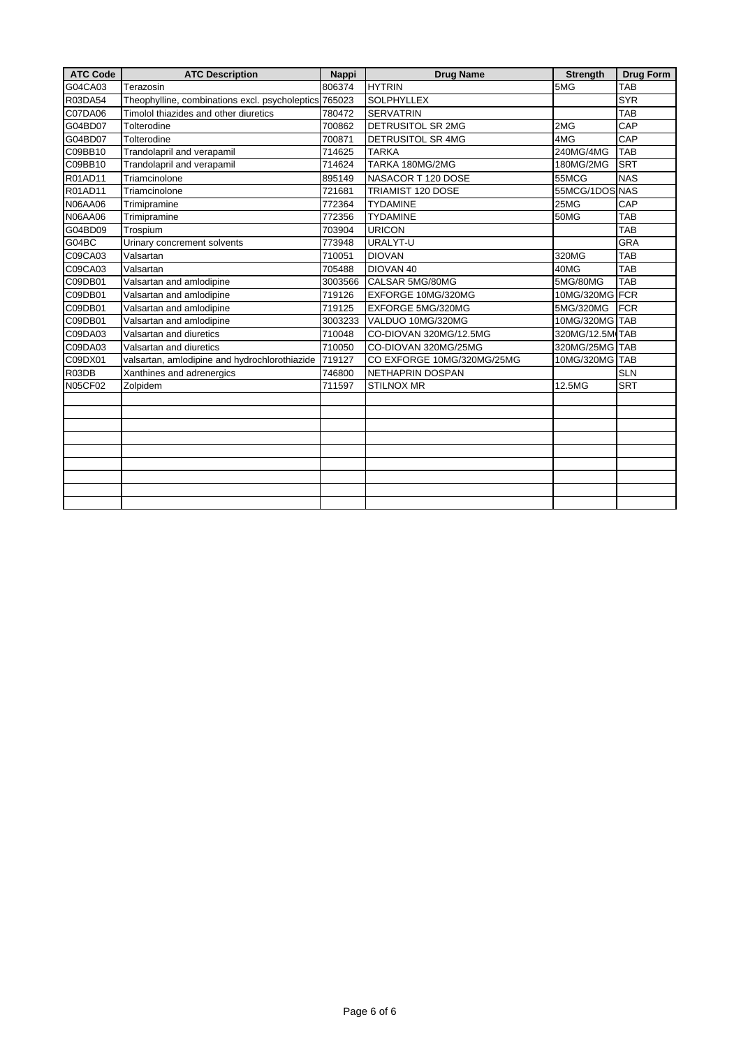| ATC Code | ATC Description | Nappi | Drug Name | Strength | Drug Form |
|---|---|---|---|---|---|
| G04CA03 | Terazosin | 806374 | HYTRIN | 5MG | TAB |
| R03DA54 | Theophylline, combinations excl. psycholeptics | 765023 | SOLPHYLLEX | | SYR |
| C07DA06 | Timolol thiazides and other diuretics | 780472 | SERVATRIN | | TAB |
| G04BD07 | Tolterodine | 700862 | DETRUSITOL SR 2MG | 2MG | CAP |
| G04BD07 | Tolterodine | 700871 | DETRUSITOL SR 4MG | 4MG | CAP |
| C09BB10 | Trandolapril and verapamil | 714625 | TARKA | 240MG/4MG | TAB |
| C09BB10 | Trandolapril and verapamil | 714624 | TARKA 180MG/2MG | 180MG/2MG | SRT |
| R01AD11 | Triamcinolone | 895149 | NASACOR T 120 DOSE | 55MCG | NAS |
| R01AD11 | Triamcinolone | 721681 | TRIAMIST 120 DOSE | 55MCG/1DOS | NAS |
| N06AA06 | Trimipramine | 772364 | TYDAMINE | 25MG | CAP |
| N06AA06 | Trimipramine | 772356 | TYDAMINE | 50MG | TAB |
| G04BD09 | Trospium | 703904 | URICON | | TAB |
| G04BC | Urinary concrement solvents | 773948 | URALYT-U | | GRA |
| C09CA03 | Valsartan | 710051 | DIOVAN | 320MG | TAB |
| C09CA03 | Valsartan | 705488 | DIOVAN 40 | 40MG | TAB |
| C09DB01 | Valsartan and amlodipine | 3003566 | CALSAR 5MG/80MG | 5MG/80MG | TAB |
| C09DB01 | Valsartan and amlodipine | 719126 | EXFORGE 10MG/320MG | 10MG/320MG | FCR |
| C09DB01 | Valsartan and amlodipine | 719125 | EXFORGE 5MG/320MG | 5MG/320MG | FCR |
| C09DB01 | Valsartan and amlodipine | 3003233 | VALDUO 10MG/320MG | 10MG/320MG | TAB |
| C09DA03 | Valsartan and diuretics | 710048 | CO-DIOVAN 320MG/12.5MG | 320MG/12.5M | TAB |
| C09DA03 | Valsartan and diuretics | 710050 | CO-DIOVAN 320MG/25MG | 320MG/25MG | TAB |
| C09DX01 | valsartan, amlodipine and hydrochlorothiazide | 719127 | CO EXFORGE 10MG/320MG/25MG | 10MG/320MG | TAB |
| R03DB | Xanthines and adrenergics | 746800 | NETHAPRIN DOSPAN | | SLN |
| N05CF02 | Zolpidem | 711597 | STILNOX MR | 12.5MG | SRT |